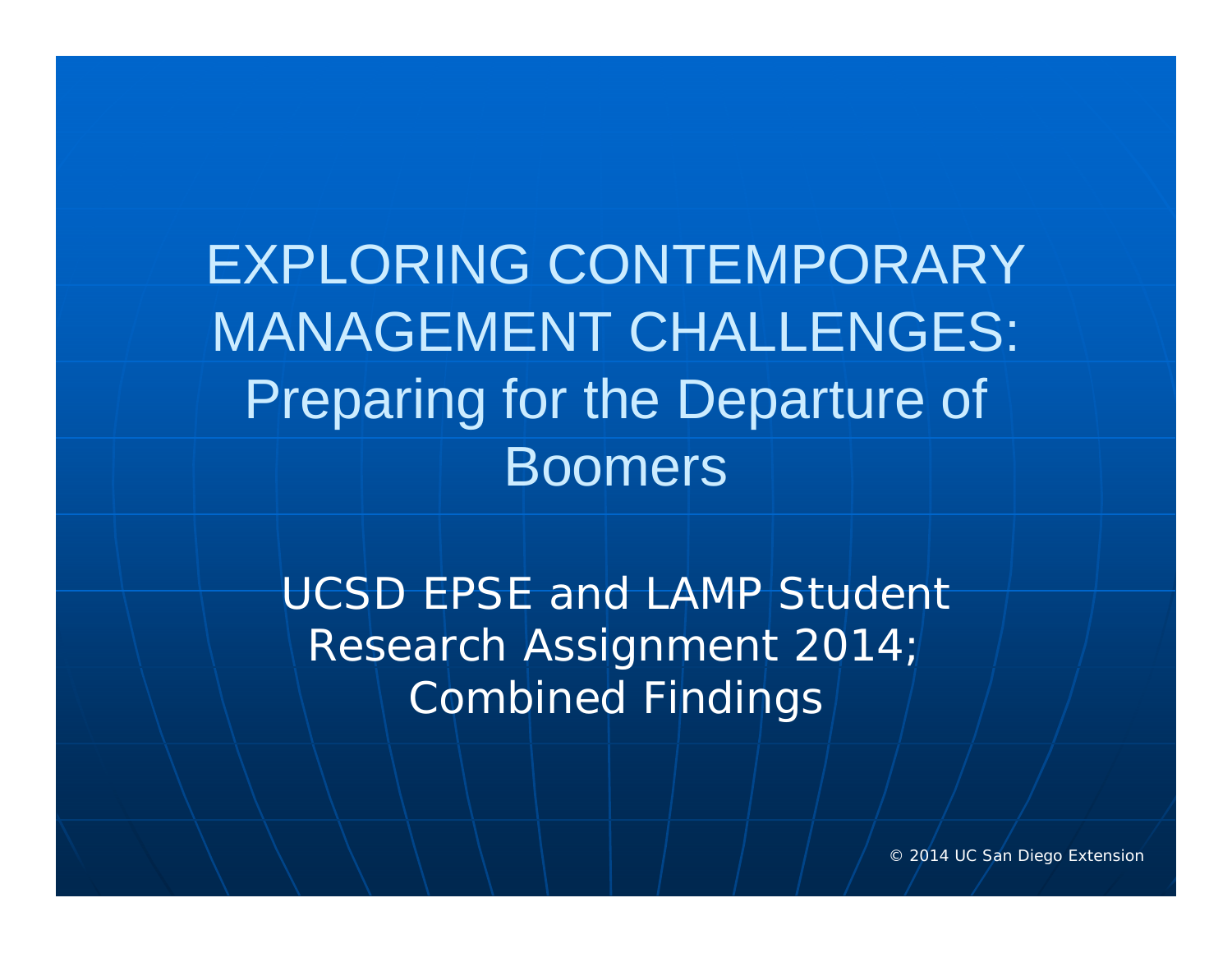# EXPLORING CONTEMPORARY MANAGEMENT CHALLENGES: Preparing for the Departure of Boomers

UCSD EPSE and LAMP Student Research Assignment 2014; Combined Findings

© 2014 UC San Diego Extension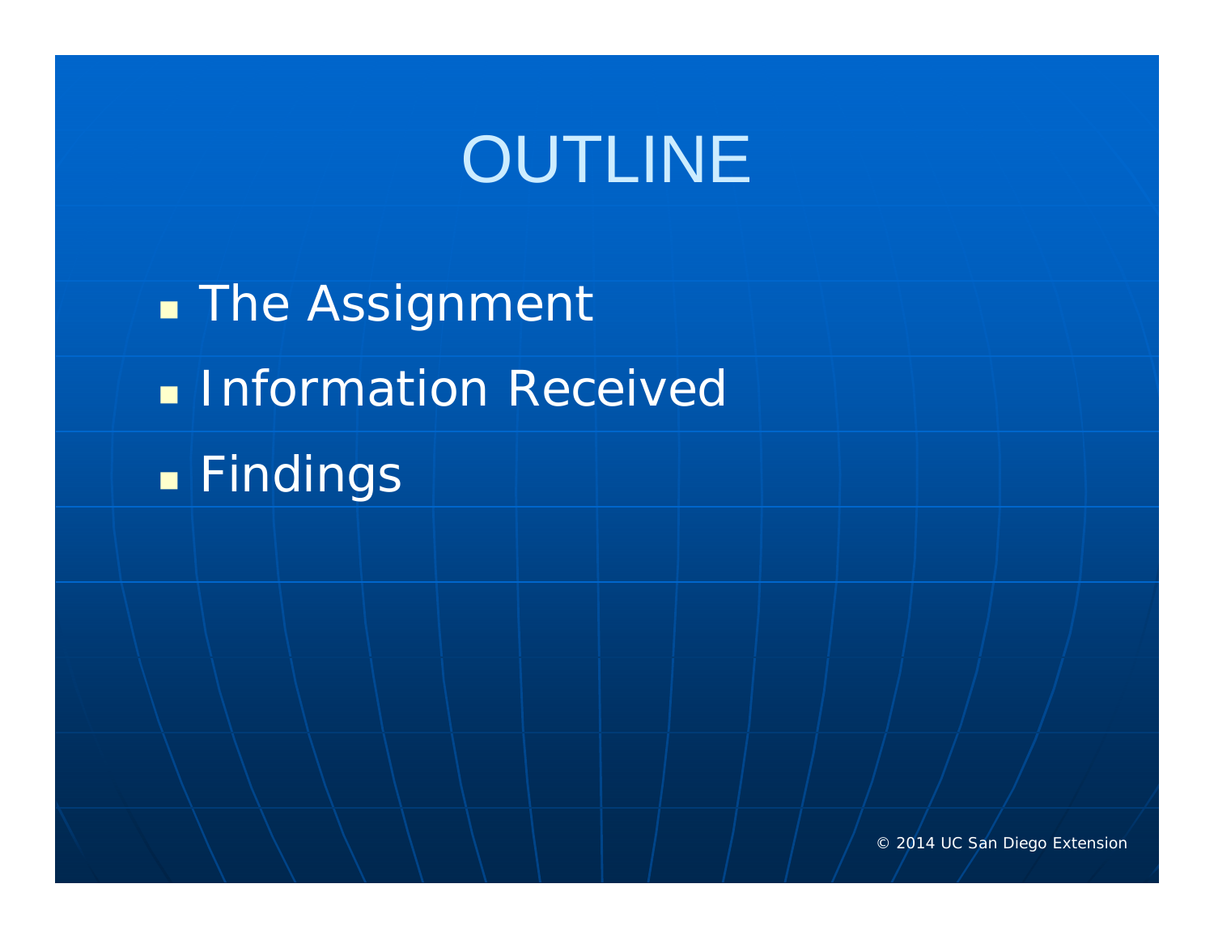# OUTLINE

- The Assignment
- Information Received
- Findings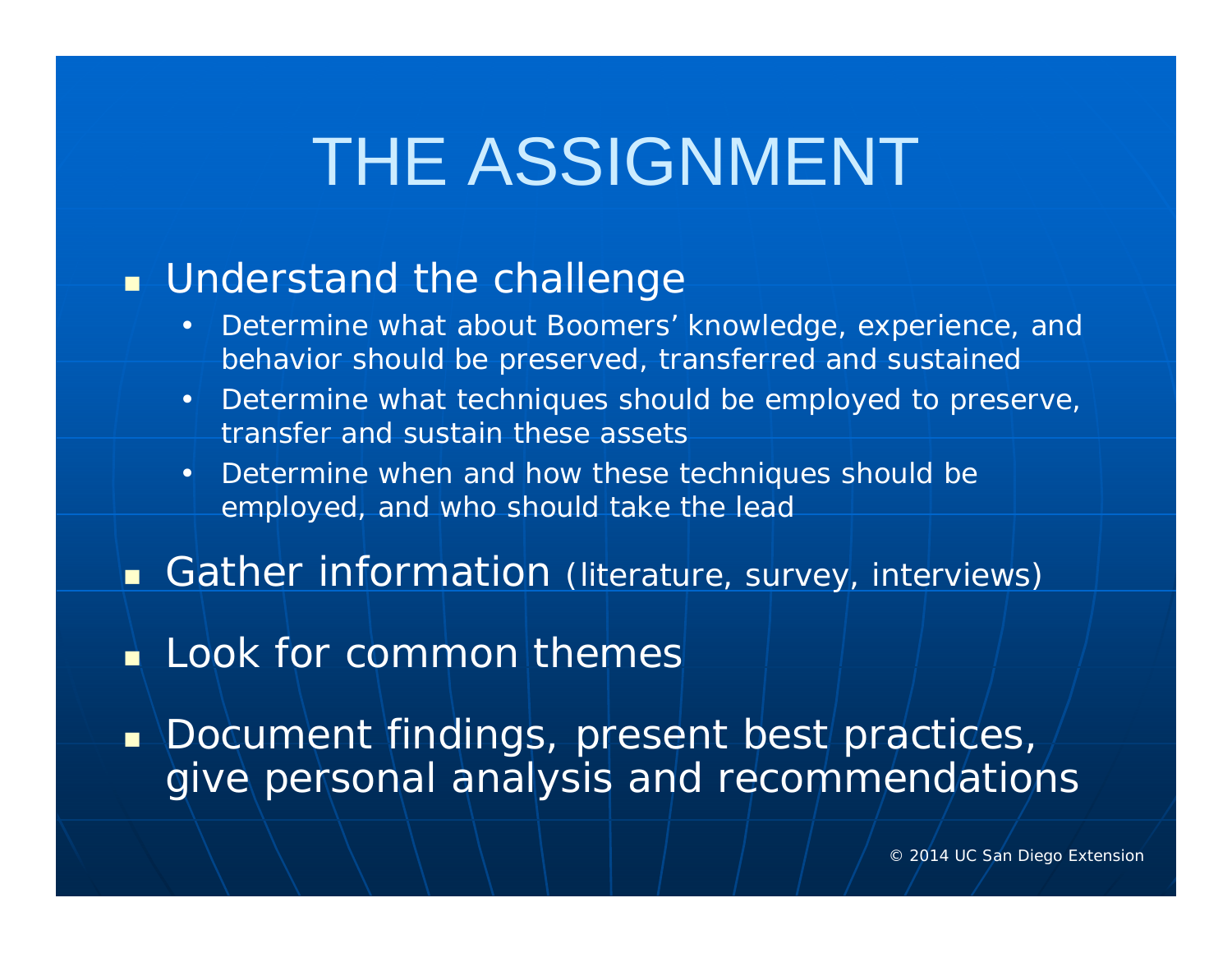# THE ASSIGNMENT

- Understand the challenge
  - Determine what about Boomers' knowledge, experience, and behavior should be preserved, transferred and sustained
  - Determine what techniques should be employed to preserve, transfer and sustain these assets
  - Determine when and how these techniques should be employed, and who should take the lead
- Gather information (literature, survey, interviews)
- Look for common themes
- Document findings, present best practices, give personal analysis and recommendations

© 2014 UC San Diego Extension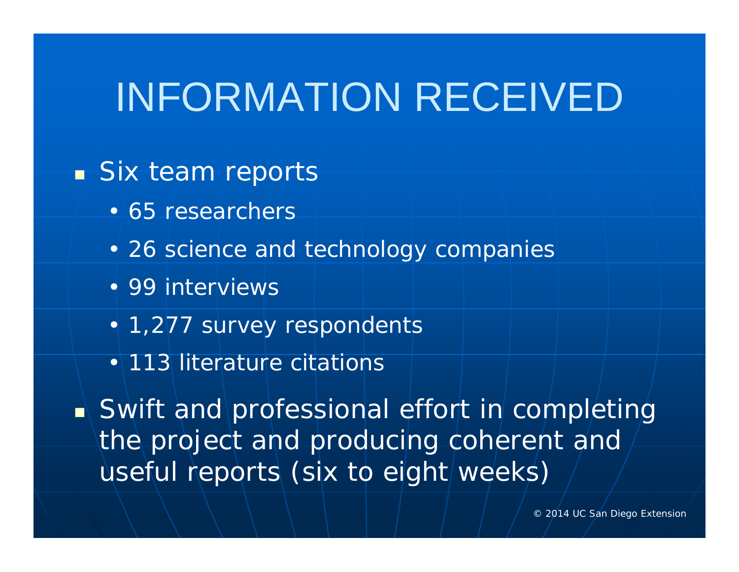# INFORMATION RECEIVED

- Six team reports
  - 65 researchers
  - 26 science and technology companies
  - 99 interviews
  - 1,277 survey respondents
  - 113 literature citations
- Swift and professional effort in completing the project and producing coherent and useful reports (six to eight weeks)

© 2014 UC San Diego Extension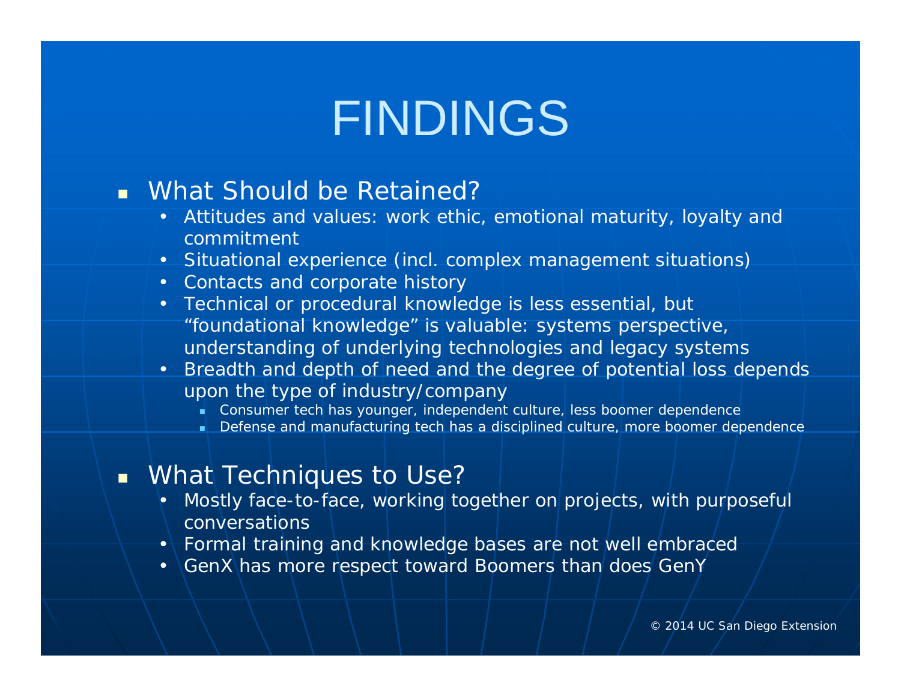# FINDINGS

- What Should be Retained?
  - Attitudes and values: work ethic, emotional maturity, loyalty and commitment
  - Situational experience (incl. complex management situations)
  - Contacts and corporate history
  - Technical or procedural knowledge is less essential, but “foundational knowledge” is valuable: systems perspective, understanding of underlying technologies and legacy systems
  - Breadth and depth of need and the degree of potential loss depends upon the type of industry/company
    - Consumer tech has younger, independent culture, less boomer dependence
    - Defense and manufacturing tech has a disciplined culture, more boomer dependence

- What Techniques to Use?
  - Mostly face-to-face, working together on projects, with purposeful conversations
  - Formal training and knowledge bases are not well embraced
  - GenX has more respect toward Boomers than does GenY

© 2014 UC San Diego Extension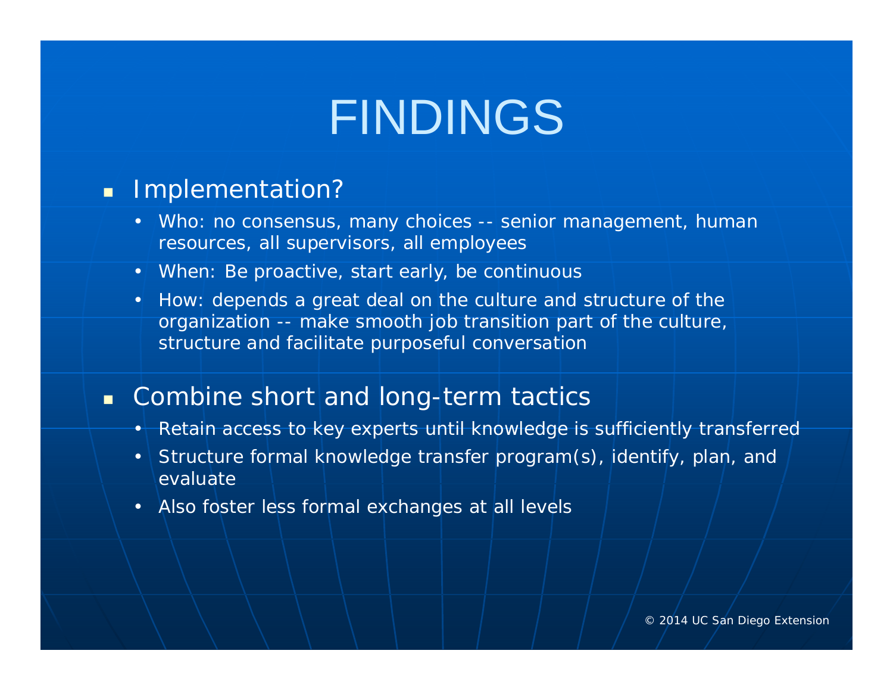# FINDINGS

- Implementation?
  - Who: no consensus, many choices -- senior management, human resources, all supervisors, all employees
  - When: Be proactive, start early, be continuous
  - How: depends a great deal on the culture and structure of the organization -- make smooth job transition part of the culture, structure and facilitate purposeful conversation

- Combine short and long-term tactics
  - Retain access to key experts until knowledge is sufficiently transferred
  - Structure formal knowledge transfer program(s), identify, plan, and evaluate
  - Also foster less formal exchanges at all levels

© 2014 UC San Diego Extension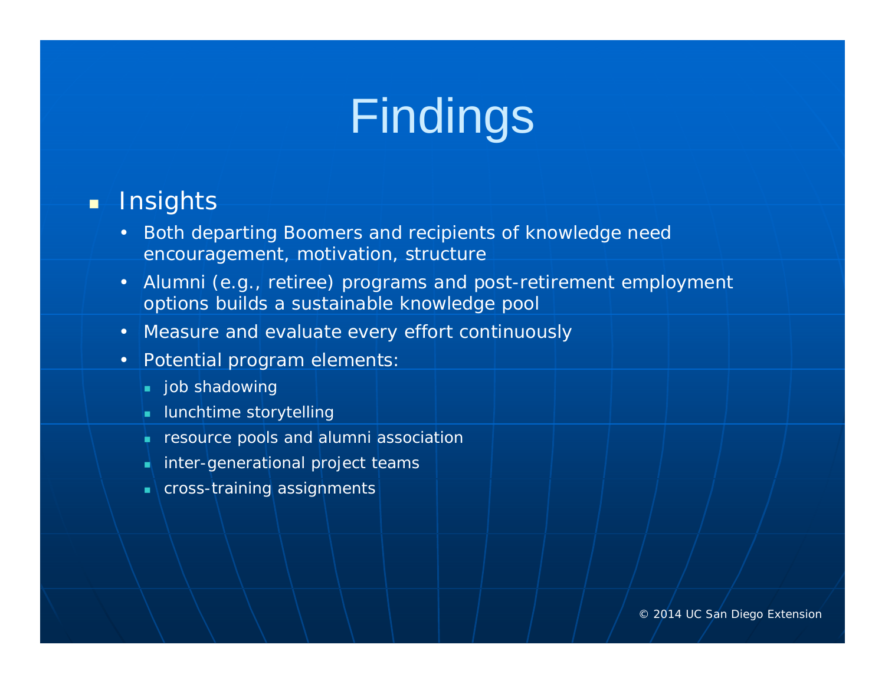# Findings

- Insights
  - Both departing Boomers and recipients of knowledge need encouragement, motivation, structure
  - Alumni (e.g., retiree) programs and post-retirement employment options builds a sustainable knowledge pool
  - Measure and evaluate every effort continuously
  - Potential program elements:
    - job shadowing
    - lunchtime storytelling
    - resource pools and alumni association
    - inter-generational project teams
    - cross-training assignments

© 2014 UC San Diego Extension